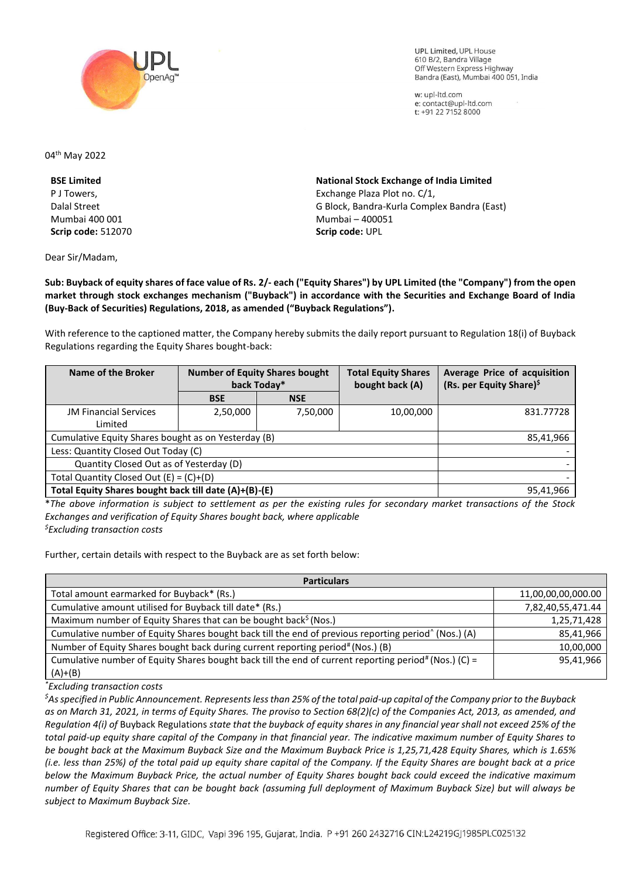UPL Limited, UPL House
610 B/2, Bandra Village
Off Western Express Highway
Bandra (East), Mumbai 400 051, India

w: upl-ltd.com
e: contact@upl-ltd.com
t: +91 22 7152 8000

04th May 2022

| **BSE Limited** | **National Stock Exchange of India Limited** |
|---|---|
| P J Towers, | Exchange Plaza Plot no. C/1, |
| Dalal Street | G Block, Bandra-Kurla Complex Bandra (East) |
| Mumbai 400 001 | Mumbai – 400051 |
| **Scrip code:** 512070 | **Scrip code:** UPL |

Dear Sir/Madam,

**Sub: Buyback of equity shares of face value of Rs. 2/- each ("Equity Shares") by UPL Limited (the "Company") from the open market through stock exchanges mechanism ("Buyback") in accordance with the Securities and Exchange Board of India (Buy-Back of Securities) Regulations, 2018, as amended ("Buyback Regulations").**

With reference to the captioned matter, the Company hereby submits the daily report pursuant to Regulation 18(i) of Buyback Regulations regarding the Equity Shares bought-back:

| Name of the Broker | Number of Equity Shares bought back Today* | | Total Equity Shares bought back (A) | Average Price of acquisition (Rs. per Equity Share)$ |
|---|---|---|---|---|
| | BSE | NSE | | |
| JM Financial Services Limited | 2,50,000 | 7,50,000 | 10,00,000 | 831.77728 |
| Cumulative Equity Shares bought as on Yesterday (B) | | | | 85,41,966 |
| Less: Quantity Closed Out Today (C) | | | | - |
| Quantity Closed Out as of Yesterday (D) | | | | - |
| Total Quantity Closed Out (E) = (C)+(D) | | | | - |
| **Total Equity Shares bought back till date (A)+(B)-(E)** | | | | **95,41,966** |

**The above information is subject to settlement as per the existing rules for secondary market transactions of the Stock Exchanges and verification of Equity Shares bought back, where applicable*

*$Excluding transaction costs*

Further, certain details with respect to the Buyback are as set forth below:

| Particulars | |
|---|---|
| Total amount earmarked for Buyback* (Rs.) | 11,00,00,00,000.00 |
| Cumulative amount utilised for Buyback till date* (Rs.) | 7,82,40,55,471.44 |
| Maximum number of Equity Shares that can be bought back$ (Nos.) | 1,25,71,428 |
| Cumulative number of Equity Shares bought back till the end of previous reporting period^ (Nos.) (A) | 85,41,966 |
| Number of Equity Shares bought back during current reporting period# (Nos.) (B) | 10,00,000 |
| Cumulative number of Equity Shares bought back till the end of current reporting period# (Nos.) (C) = (A)+(B) | 95,41,966 |

**Excluding transaction costs*

*$As specified in Public Announcement. Represents less than 25% of the total paid-up capital of the Company prior to the Buyback as on March 31, 2021, in terms of Equity Shares. The proviso to Section 68(2)(c) of the Companies Act, 2013, as amended, and Regulation 4(i) of* Buyback Regulations *state that the buyback of equity shares in any financial year shall not exceed 25% of the total paid-up equity share capital of the Company in that financial year. The indicative maximum number of Equity Shares to be bought back at the Maximum Buyback Size and the Maximum Buyback Price is 1,25,71,428 Equity Shares, which is 1.65% (i.e. less than 25%) of the total paid up equity share capital of the Company. If the Equity Shares are bought back at a price below the Maximum Buyback Price, the actual number of Equity Shares bought back could exceed the indicative maximum number of Equity Shares that can be bought back (assuming full deployment of Maximum Buyback Size) but will always be subject to Maximum Buyback Size.*

Registered Office: 3-11, GIDC, Vapi 396 195, Gujarat, India. P +91 260 2432716 CIN:L24219GJ1985PLC025132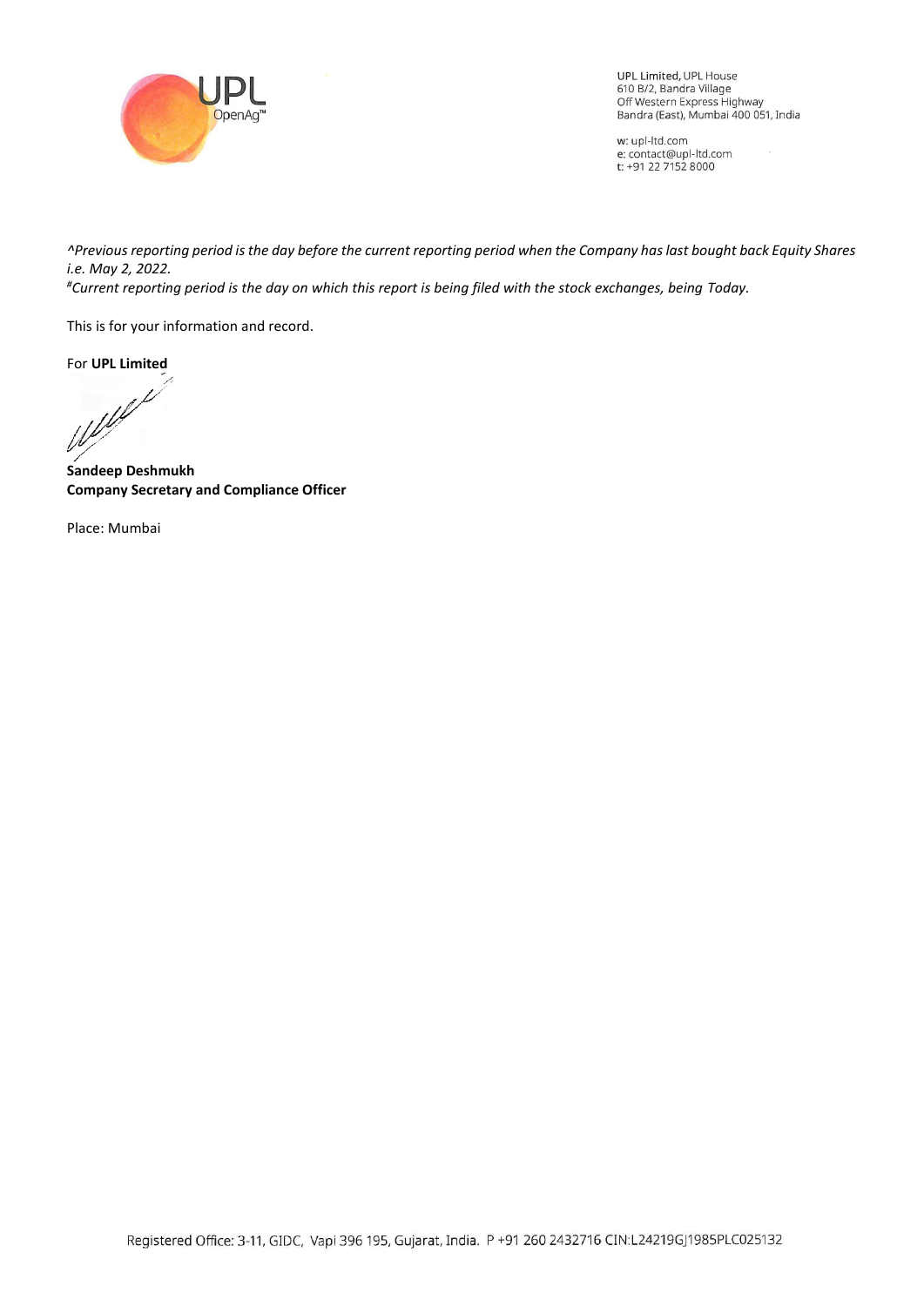*^Previous reporting period is the day before the current reporting period when the Company has last bought back Equity Shares i.e. May 2, 2022.*

*#Current reporting period is the day on which this report is being filed with the stock exchanges, being Today.*

This is for your information and record.

For **UPL Limited**

**Sandeep Deshmukh**
**Company Secretary and Compliance Officer**

Place: Mumbai